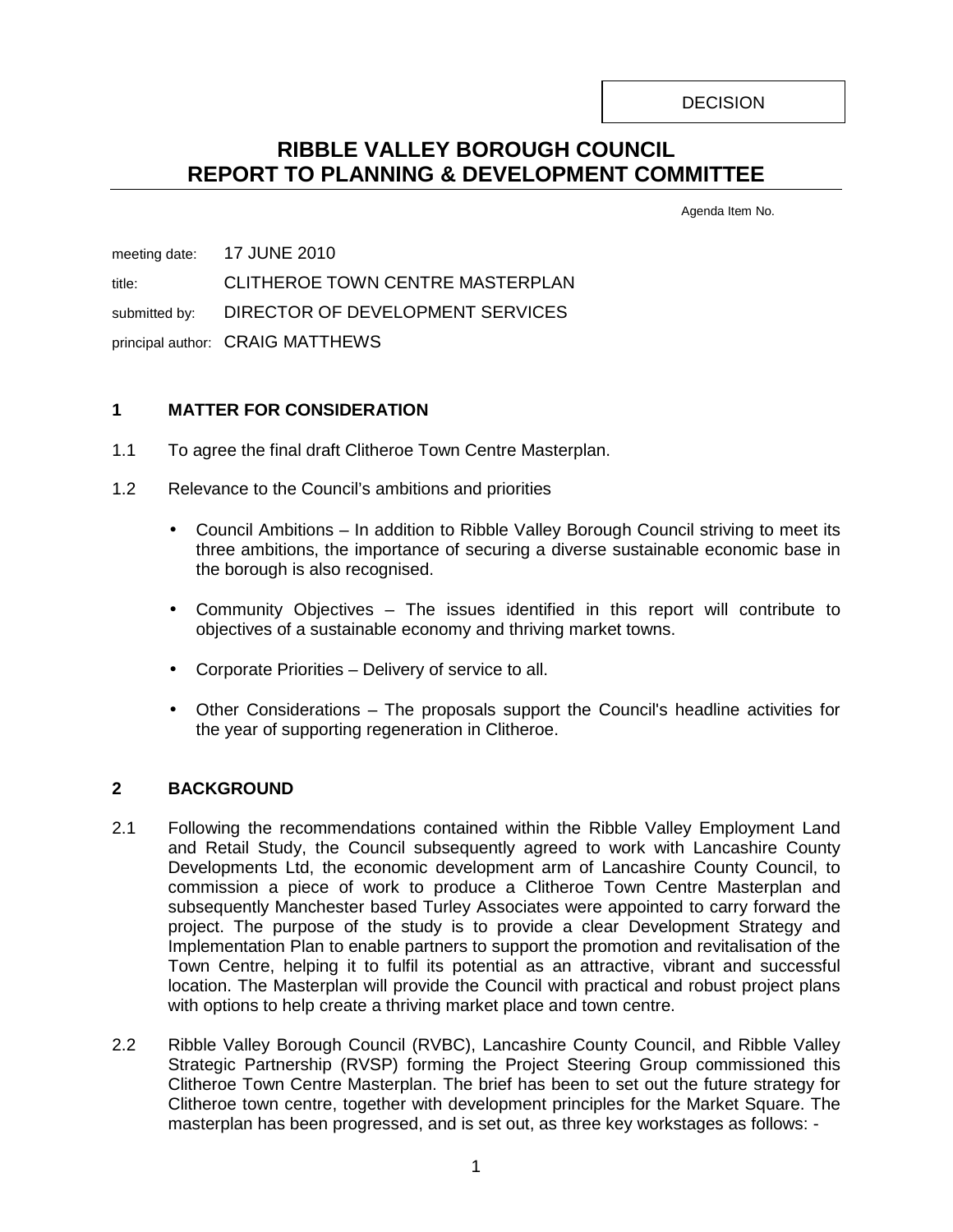DECISION

# RIBBLE VALLEY BOROUGH COUNCIL
# REPORT TO PLANNING & DEVELOPMENT COMMITTEE

Agenda Item No.

meeting date: 17 JUNE 2010

title: CLITHEROE TOWN CENTRE MASTERPLAN

submitted by: DIRECTOR OF DEVELOPMENT SERVICES

principal author: CRAIG MATTHEWS

## 1 MATTER FOR CONSIDERATION

1.1 To agree the final draft Clitheroe Town Centre Masterplan.

1.2 Relevance to the Council's ambitions and priorities

- Council Ambitions – In addition to Ribble Valley Borough Council striving to meet its three ambitions, the importance of securing a diverse sustainable economic base in the borough is also recognised.
- Community Objectives – The issues identified in this report will contribute to objectives of a sustainable economy and thriving market towns.
- Corporate Priorities – Delivery of service to all.
- Other Considerations – The proposals support the Council's headline activities for the year of supporting regeneration in Clitheroe.

## 2 BACKGROUND

2.1 Following the recommendations contained within the Ribble Valley Employment Land and Retail Study, the Council subsequently agreed to work with Lancashire County Developments Ltd, the economic development arm of Lancashire County Council, to commission a piece of work to produce a Clitheroe Town Centre Masterplan and subsequently Manchester based Turley Associates were appointed to carry forward the project. The purpose of the study is to provide a clear Development Strategy and Implementation Plan to enable partners to support the promotion and revitalisation of the Town Centre, helping it to fulfil its potential as an attractive, vibrant and successful location. The Masterplan will provide the Council with practical and robust project plans with options to help create a thriving market place and town centre.

2.2 Ribble Valley Borough Council (RVBC), Lancashire County Council, and Ribble Valley Strategic Partnership (RVSP) forming the Project Steering Group commissioned this Clitheroe Town Centre Masterplan. The brief has been to set out the future strategy for Clitheroe town centre, together with development principles for the Market Square. The masterplan has been progressed, and is set out, as three key workstages as follows: -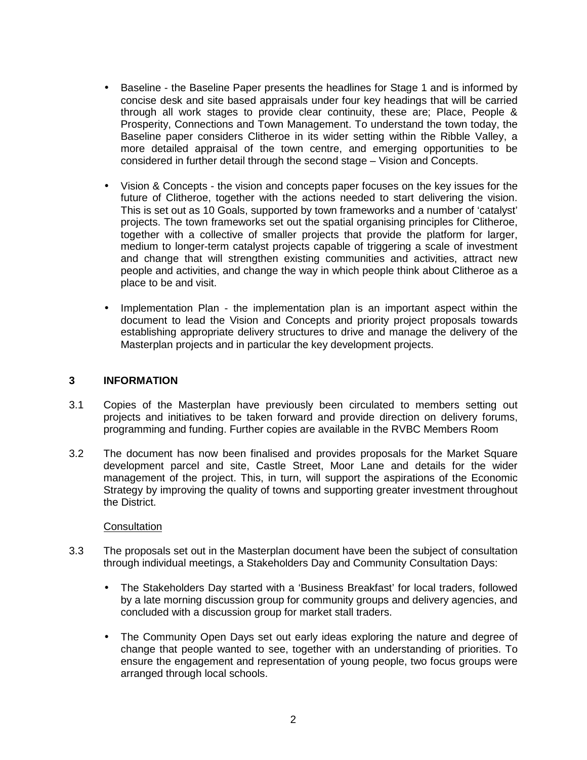- Baseline - the Baseline Paper presents the headlines for Stage 1 and is informed by concise desk and site based appraisals under four key headings that will be carried through all work stages to provide clear continuity, these are; Place, People & Prosperity, Connections and Town Management. To understand the town today, the Baseline paper considers Clitheroe in its wider setting within the Ribble Valley, a more detailed appraisal of the town centre, and emerging opportunities to be considered in further detail through the second stage – Vision and Concepts.

- Vision & Concepts - the vision and concepts paper focuses on the key issues for the future of Clitheroe, together with the actions needed to start delivering the vision. This is set out as 10 Goals, supported by town frameworks and a number of 'catalyst' projects. The town frameworks set out the spatial organising principles for Clitheroe, together with a collective of smaller projects that provide the platform for larger, medium to longer-term catalyst projects capable of triggering a scale of investment and change that will strengthen existing communities and activities, attract new people and activities, and change the way in which people think about Clitheroe as a place to be and visit.

- Implementation Plan - the implementation plan is an important aspect within the document to lead the Vision and Concepts and priority project proposals towards establishing appropriate delivery structures to drive and manage the delivery of the Masterplan projects and in particular the key development projects.

## 3 INFORMATION

3.1 Copies of the Masterplan have previously been circulated to members setting out projects and initiatives to be taken forward and provide direction on delivery forums, programming and funding. Further copies are available in the RVBC Members Room

3.2 The document has now been finalised and provides proposals for the Market Square development parcel and site, Castle Street, Moor Lane and details for the wider management of the project. This, in turn, will support the aspirations of the Economic Strategy by improving the quality of towns and supporting greater investment throughout the District.

Consultation

3.3 The proposals set out in the Masterplan document have been the subject of consultation through individual meetings, a Stakeholders Day and Community Consultation Days:

- The Stakeholders Day started with a 'Business Breakfast' for local traders, followed by a late morning discussion group for community groups and delivery agencies, and concluded with a discussion group for market stall traders.

- The Community Open Days set out early ideas exploring the nature and degree of change that people wanted to see, together with an understanding of priorities. To ensure the engagement and representation of young people, two focus groups were arranged through local schools.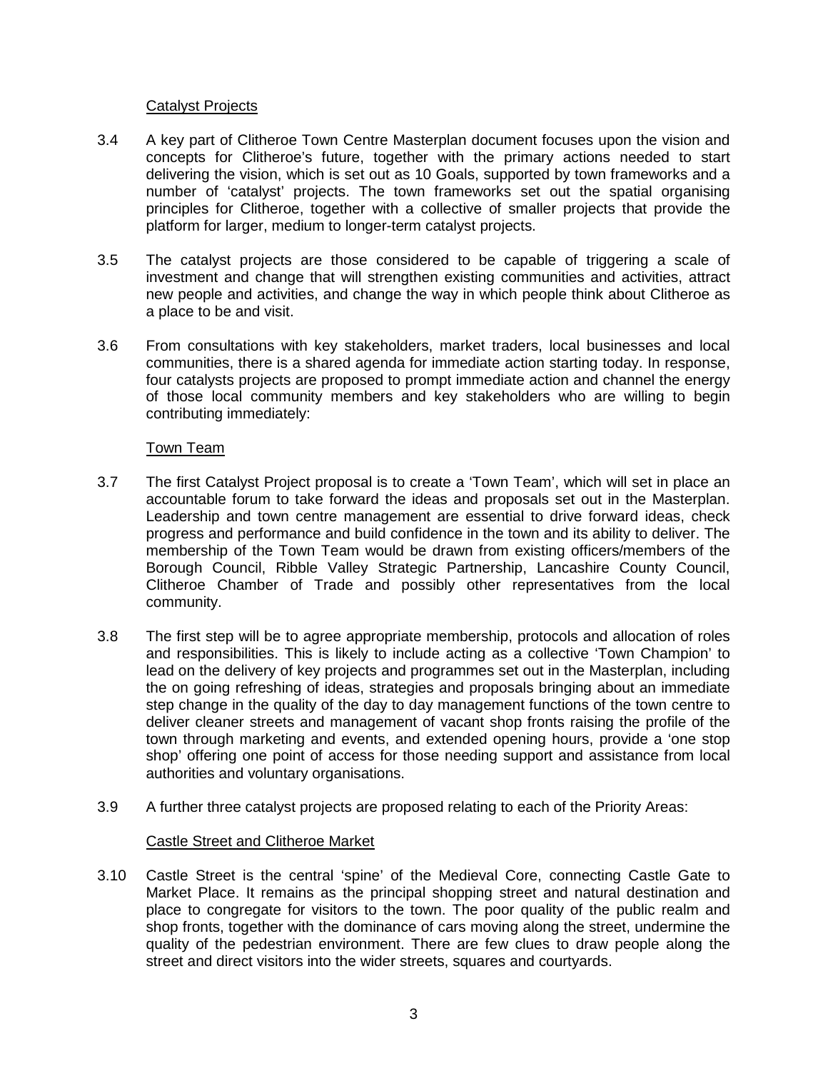Catalyst Projects

3.4 A key part of Clitheroe Town Centre Masterplan document focuses upon the vision and concepts for Clitheroe's future, together with the primary actions needed to start delivering the vision, which is set out as 10 Goals, supported by town frameworks and a number of 'catalyst' projects. The town frameworks set out the spatial organising principles for Clitheroe, together with a collective of smaller projects that provide the platform for larger, medium to longer-term catalyst projects.

3.5 The catalyst projects are those considered to be capable of triggering a scale of investment and change that will strengthen existing communities and activities, attract new people and activities, and change the way in which people think about Clitheroe as a place to be and visit.

3.6 From consultations with key stakeholders, market traders, local businesses and local communities, there is a shared agenda for immediate action starting today. In response, four catalysts projects are proposed to prompt immediate action and channel the energy of those local community members and key stakeholders who are willing to begin contributing immediately:

Town Team

3.7 The first Catalyst Project proposal is to create a 'Town Team', which will set in place an accountable forum to take forward the ideas and proposals set out in the Masterplan. Leadership and town centre management are essential to drive forward ideas, check progress and performance and build confidence in the town and its ability to deliver. The membership of the Town Team would be drawn from existing officers/members of the Borough Council, Ribble Valley Strategic Partnership, Lancashire County Council, Clitheroe Chamber of Trade and possibly other representatives from the local community.

3.8 The first step will be to agree appropriate membership, protocols and allocation of roles and responsibilities. This is likely to include acting as a collective 'Town Champion' to lead on the delivery of key projects and programmes set out in the Masterplan, including the on going refreshing of ideas, strategies and proposals bringing about an immediate step change in the quality of the day to day management functions of the town centre to deliver cleaner streets and management of vacant shop fronts raising the profile of the town through marketing and events, and extended opening hours, provide a 'one stop shop' offering one point of access for those needing support and assistance from local authorities and voluntary organisations.

3.9 A further three catalyst projects are proposed relating to each of the Priority Areas:

Castle Street and Clitheroe Market

3.10 Castle Street is the central 'spine' of the Medieval Core, connecting Castle Gate to Market Place. It remains as the principal shopping street and natural destination and place to congregate for visitors to the town. The poor quality of the public realm and shop fronts, together with the dominance of cars moving along the street, undermine the quality of the pedestrian environment. There are few clues to draw people along the street and direct visitors into the wider streets, squares and courtyards.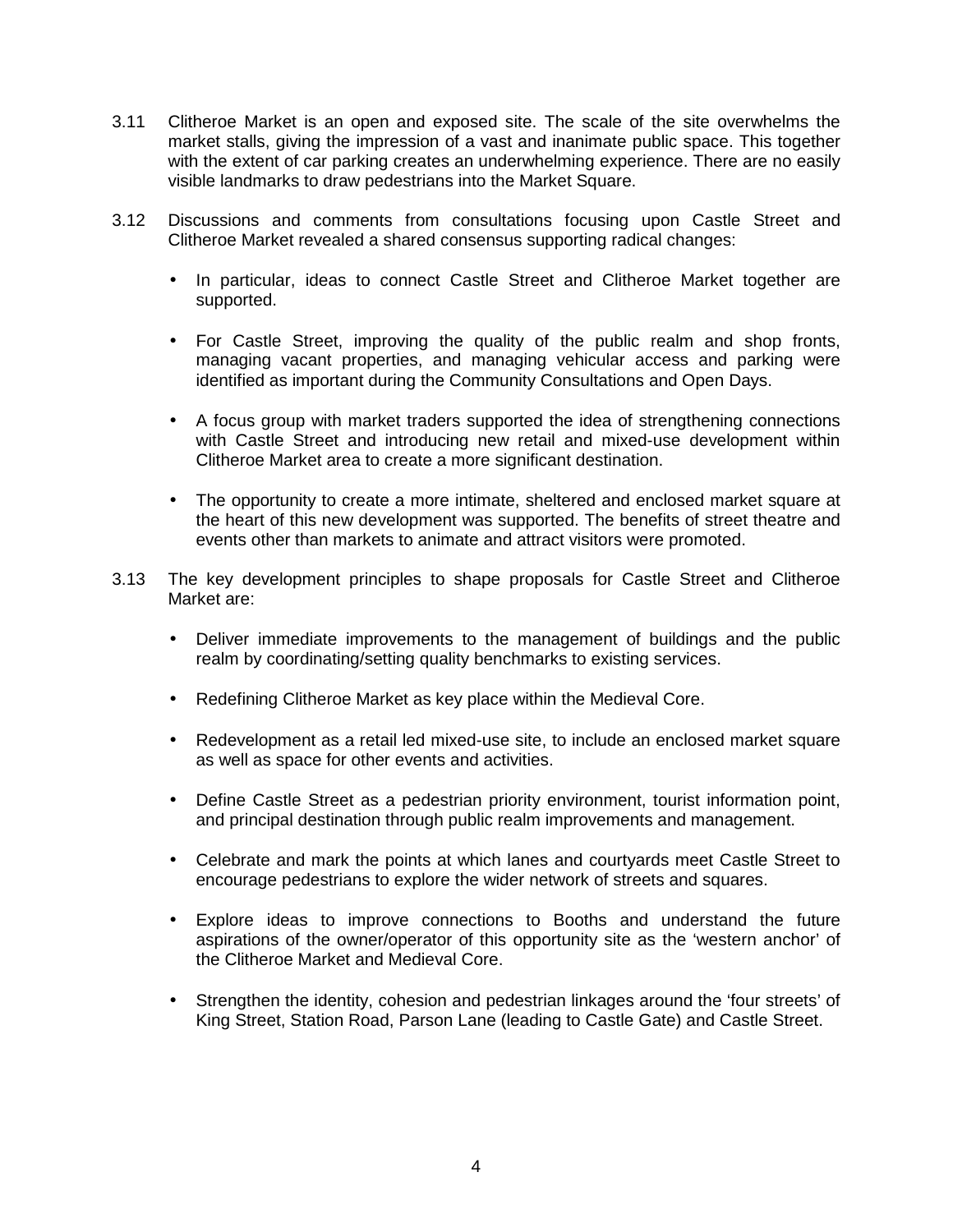3.11 Clitheroe Market is an open and exposed site. The scale of the site overwhelms the market stalls, giving the impression of a vast and inanimate public space. This together with the extent of car parking creates an underwhelming experience. There are no easily visible landmarks to draw pedestrians into the Market Square.

3.12 Discussions and comments from consultations focusing upon Castle Street and Clitheroe Market revealed a shared consensus supporting radical changes:

- In particular, ideas to connect Castle Street and Clitheroe Market together are supported.
- For Castle Street, improving the quality of the public realm and shop fronts, managing vacant properties, and managing vehicular access and parking were identified as important during the Community Consultations and Open Days.
- A focus group with market traders supported the idea of strengthening connections with Castle Street and introducing new retail and mixed-use development within Clitheroe Market area to create a more significant destination.
- The opportunity to create a more intimate, sheltered and enclosed market square at the heart of this new development was supported. The benefits of street theatre and events other than markets to animate and attract visitors were promoted.

3.13 The key development principles to shape proposals for Castle Street and Clitheroe Market are:

- Deliver immediate improvements to the management of buildings and the public realm by coordinating/setting quality benchmarks to existing services.
- Redefining Clitheroe Market as key place within the Medieval Core.
- Redevelopment as a retail led mixed-use site, to include an enclosed market square as well as space for other events and activities.
- Define Castle Street as a pedestrian priority environment, tourist information point, and principal destination through public realm improvements and management.
- Celebrate and mark the points at which lanes and courtyards meet Castle Street to encourage pedestrians to explore the wider network of streets and squares.
- Explore ideas to improve connections to Booths and understand the future aspirations of the owner/operator of this opportunity site as the ‘western anchor’ of the Clitheroe Market and Medieval Core.
- Strengthen the identity, cohesion and pedestrian linkages around the ‘four streets’ of King Street, Station Road, Parson Lane (leading to Castle Gate) and Castle Street.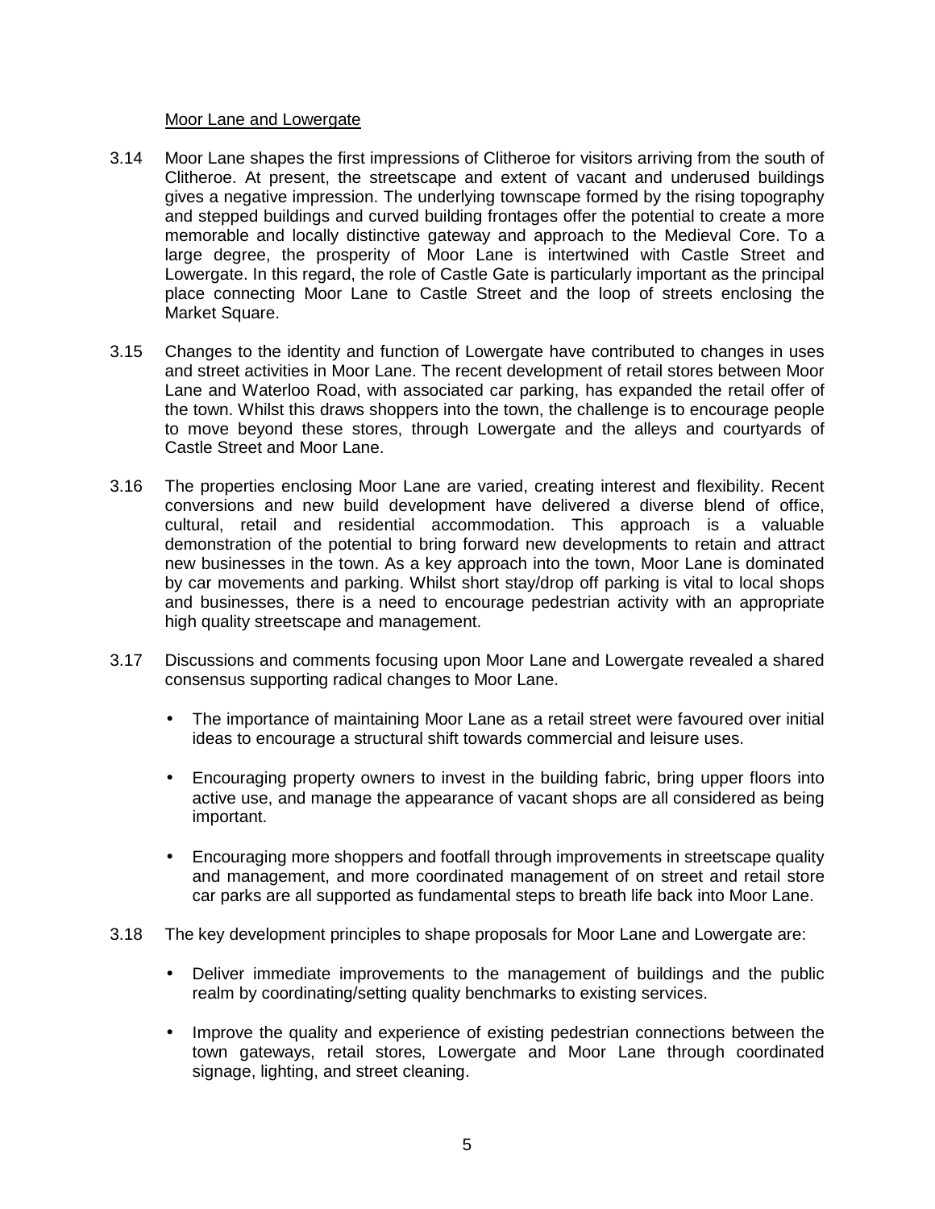Moor Lane and Lowergate

3.14 Moor Lane shapes the first impressions of Clitheroe for visitors arriving from the south of Clitheroe. At present, the streetscape and extent of vacant and underused buildings gives a negative impression. The underlying townscape formed by the rising topography and stepped buildings and curved building frontages offer the potential to create a more memorable and locally distinctive gateway and approach to the Medieval Core. To a large degree, the prosperity of Moor Lane is intertwined with Castle Street and Lowergate. In this regard, the role of Castle Gate is particularly important as the principal place connecting Moor Lane to Castle Street and the loop of streets enclosing the Market Square.

3.15 Changes to the identity and function of Lowergate have contributed to changes in uses and street activities in Moor Lane. The recent development of retail stores between Moor Lane and Waterloo Road, with associated car parking, has expanded the retail offer of the town. Whilst this draws shoppers into the town, the challenge is to encourage people to move beyond these stores, through Lowergate and the alleys and courtyards of Castle Street and Moor Lane.

3.16 The properties enclosing Moor Lane are varied, creating interest and flexibility. Recent conversions and new build development have delivered a diverse blend of office, cultural, retail and residential accommodation. This approach is a valuable demonstration of the potential to bring forward new developments to retain and attract new businesses in the town. As a key approach into the town, Moor Lane is dominated by car movements and parking. Whilst short stay/drop off parking is vital to local shops and businesses, there is a need to encourage pedestrian activity with an appropriate high quality streetscape and management.

3.17 Discussions and comments focusing upon Moor Lane and Lowergate revealed a shared consensus supporting radical changes to Moor Lane.

- The importance of maintaining Moor Lane as a retail street were favoured over initial ideas to encourage a structural shift towards commercial and leisure uses.
- Encouraging property owners to invest in the building fabric, bring upper floors into active use, and manage the appearance of vacant shops are all considered as being important.
- Encouraging more shoppers and footfall through improvements in streetscape quality and management, and more coordinated management of on street and retail store car parks are all supported as fundamental steps to breath life back into Moor Lane.

3.18 The key development principles to shape proposals for Moor Lane and Lowergate are:

- Deliver immediate improvements to the management of buildings and the public realm by coordinating/setting quality benchmarks to existing services.
- Improve the quality and experience of existing pedestrian connections between the town gateways, retail stores, Lowergate and Moor Lane through coordinated signage, lighting, and street cleaning.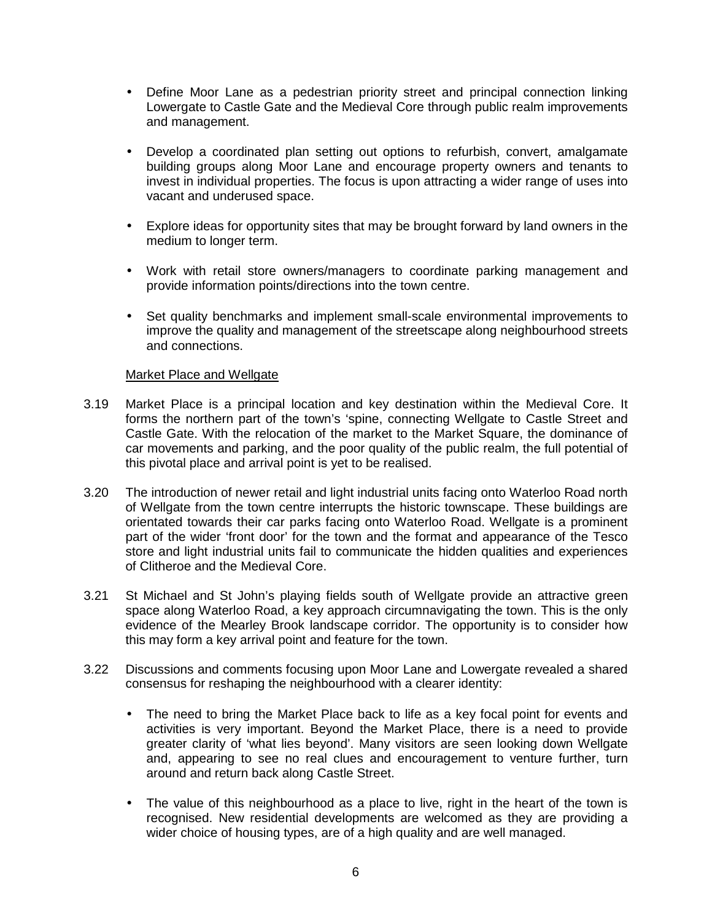- Define Moor Lane as a pedestrian priority street and principal connection linking Lowergate to Castle Gate and the Medieval Core through public realm improvements and management.
- Develop a coordinated plan setting out options to refurbish, convert, amalgamate building groups along Moor Lane and encourage property owners and tenants to invest in individual properties. The focus is upon attracting a wider range of uses into vacant and underused space.
- Explore ideas for opportunity sites that may be brought forward by land owners in the medium to longer term.
- Work with retail store owners/managers to coordinate parking management and provide information points/directions into the town centre.
- Set quality benchmarks and implement small-scale environmental improvements to improve the quality and management of the streetscape along neighbourhood streets and connections.

Market Place and Wellgate

3.19 Market Place is a principal location and key destination within the Medieval Core. It forms the northern part of the town's 'spine, connecting Wellgate to Castle Street and Castle Gate. With the relocation of the market to the Market Square, the dominance of car movements and parking, and the poor quality of the public realm, the full potential of this pivotal place and arrival point is yet to be realised.

3.20 The introduction of newer retail and light industrial units facing onto Waterloo Road north of Wellgate from the town centre interrupts the historic townscape. These buildings are orientated towards their car parks facing onto Waterloo Road. Wellgate is a prominent part of the wider 'front door' for the town and the format and appearance of the Tesco store and light industrial units fail to communicate the hidden qualities and experiences of Clitheroe and the Medieval Core.

3.21 St Michael and St John's playing fields south of Wellgate provide an attractive green space along Waterloo Road, a key approach circumnavigating the town. This is the only evidence of the Mearley Brook landscape corridor. The opportunity is to consider how this may form a key arrival point and feature for the town.

3.22 Discussions and comments focusing upon Moor Lane and Lowergate revealed a shared consensus for reshaping the neighbourhood with a clearer identity:

- The need to bring the Market Place back to life as a key focal point for events and activities is very important. Beyond the Market Place, there is a need to provide greater clarity of 'what lies beyond'. Many visitors are seen looking down Wellgate and, appearing to see no real clues and encouragement to venture further, turn around and return back along Castle Street.
- The value of this neighbourhood as a place to live, right in the heart of the town is recognised. New residential developments are welcomed as they are providing a wider choice of housing types, are of a high quality and are well managed.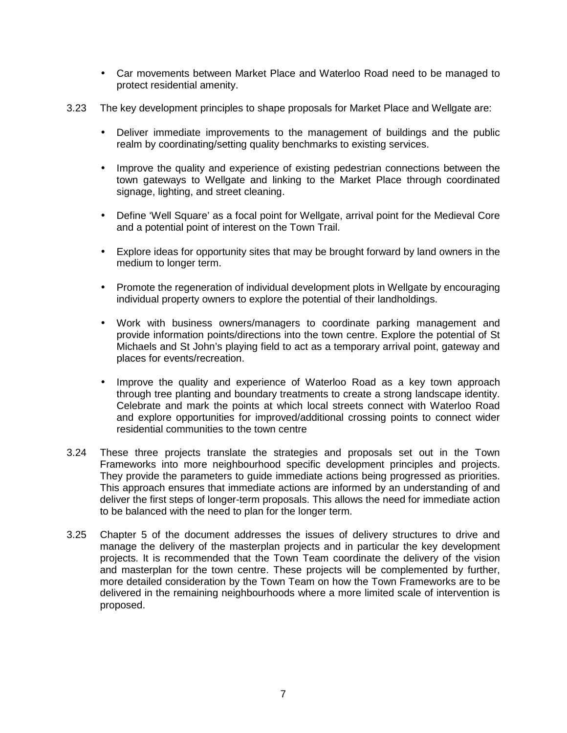- Car movements between Market Place and Waterloo Road need to be managed to protect residential amenity.

3.23 The key development principles to shape proposals for Market Place and Wellgate are:

- Deliver immediate improvements to the management of buildings and the public realm by coordinating/setting quality benchmarks to existing services.
- Improve the quality and experience of existing pedestrian connections between the town gateways to Wellgate and linking to the Market Place through coordinated signage, lighting, and street cleaning.
- Define 'Well Square' as a focal point for Wellgate, arrival point for the Medieval Core and a potential point of interest on the Town Trail.
- Explore ideas for opportunity sites that may be brought forward by land owners in the medium to longer term.
- Promote the regeneration of individual development plots in Wellgate by encouraging individual property owners to explore the potential of their landholdings.
- Work with business owners/managers to coordinate parking management and provide information points/directions into the town centre. Explore the potential of St Michaels and St John's playing field to act as a temporary arrival point, gateway and places for events/recreation.
- Improve the quality and experience of Waterloo Road as a key town approach through tree planting and boundary treatments to create a strong landscape identity. Celebrate and mark the points at which local streets connect with Waterloo Road and explore opportunities for improved/additional crossing points to connect wider residential communities to the town centre

3.24 These three projects translate the strategies and proposals set out in the Town Frameworks into more neighbourhood specific development principles and projects. They provide the parameters to guide immediate actions being progressed as priorities. This approach ensures that immediate actions are informed by an understanding of and deliver the first steps of longer-term proposals. This allows the need for immediate action to be balanced with the need to plan for the longer term.

3.25 Chapter 5 of the document addresses the issues of delivery structures to drive and manage the delivery of the masterplan projects and in particular the key development projects. It is recommended that the Town Team coordinate the delivery of the vision and masterplan for the town centre. These projects will be complemented by further, more detailed consideration by the Town Team on how the Town Frameworks are to be delivered in the remaining neighbourhoods where a more limited scale of intervention is proposed.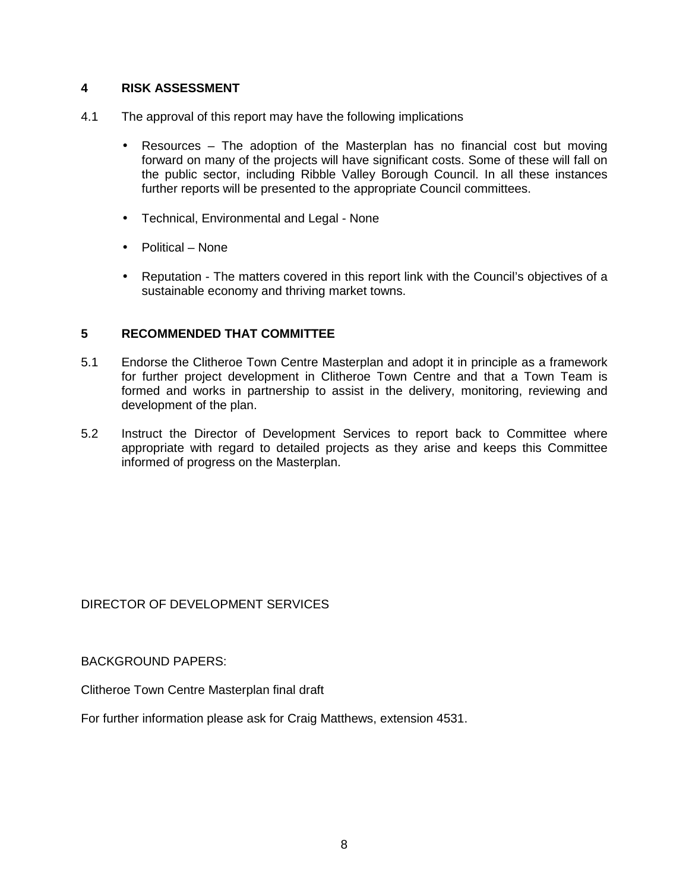## 4 RISK ASSESSMENT

4.1 The approval of this report may have the following implications

- Resources – The adoption of the Masterplan has no financial cost but moving forward on many of the projects will have significant costs. Some of these will fall on the public sector, including Ribble Valley Borough Council. In all these instances further reports will be presented to the appropriate Council committees.
- Technical, Environmental and Legal - None
- Political – None
- Reputation - The matters covered in this report link with the Council's objectives of a sustainable economy and thriving market towns.

## 5 RECOMMENDED THAT COMMITTEE

5.1 Endorse the Clitheroe Town Centre Masterplan and adopt it in principle as a framework for further project development in Clitheroe Town Centre and that a Town Team is formed and works in partnership to assist in the delivery, monitoring, reviewing and development of the plan.

5.2 Instruct the Director of Development Services to report back to Committee where appropriate with regard to detailed projects as they arise and keeps this Committee informed of progress on the Masterplan.

DIRECTOR OF DEVELOPMENT SERVICES

BACKGROUND PAPERS:

Clitheroe Town Centre Masterplan final draft

For further information please ask for Craig Matthews, extension 4531.